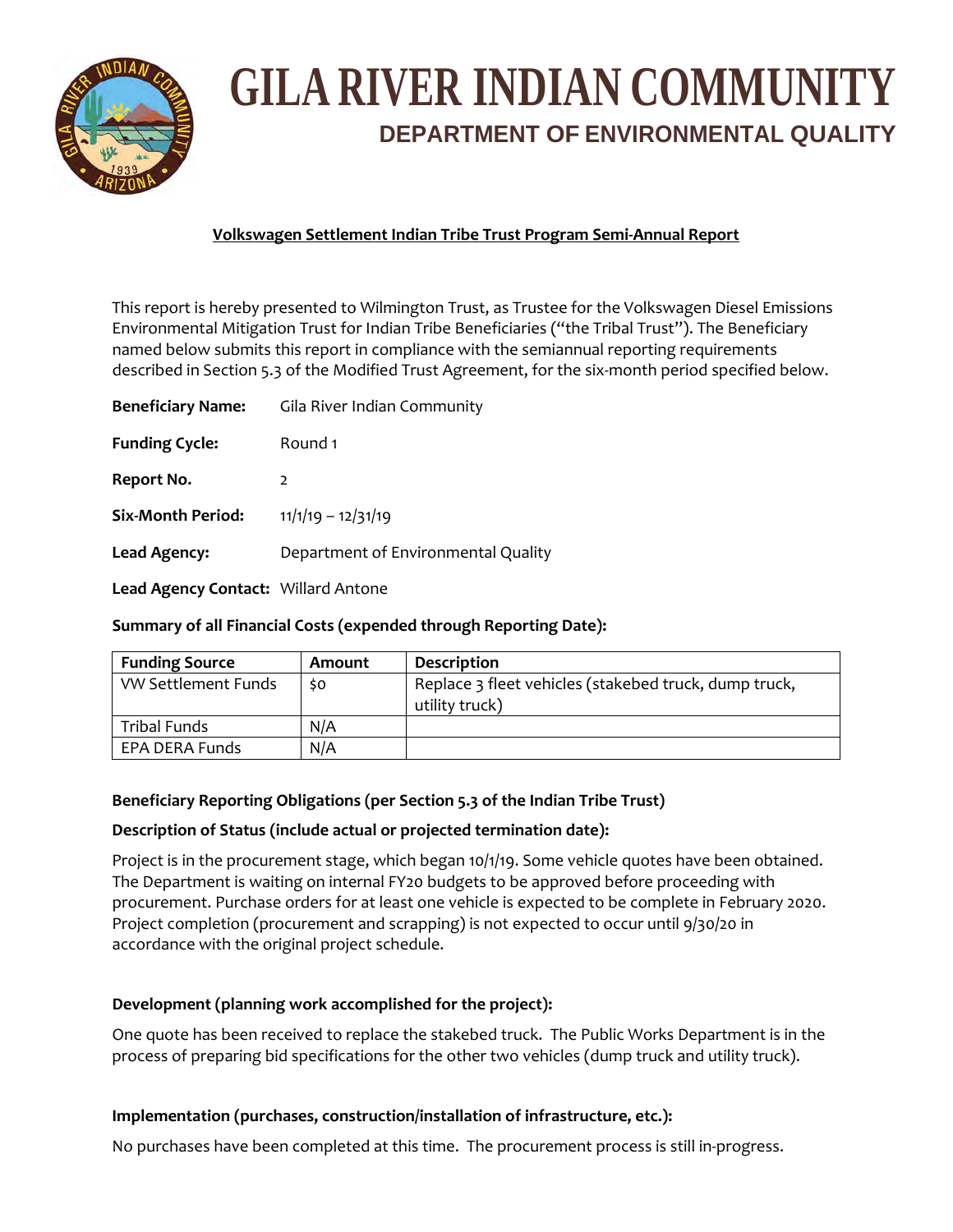# GILA RIVER INDIAN COMMUNITY

## DEPARTMENT OF ENVIRONMENTAL QUALITY

**Volkswagen Settlement Indian Tribe Trust Program Semi-Annual Report**

This report is hereby presented to Wilmington Trust, as Trustee for the Volkswagen Diesel Emissions Environmental Mitigation Trust for Indian Tribe Beneficiaries ("the Tribal Trust"). The Beneficiary named below submits this report in compliance with the semiannual reporting requirements described in Section 5.3 of the Modified Trust Agreement, for the six-month period specified below.

**Beneficiary Name:** Gila River Indian Community

**Funding Cycle:** Round 1

**Report No.** 2

**Six-Month Period:** 11/1/19 – 12/31/19

**Lead Agency:** Department of Environmental Quality

**Lead Agency Contact:** Willard Antone

**Summary of all Financial Costs (expended through Reporting Date):**

| Funding Source | Amount | Description |
|---|---|---|
| VW Settlement Funds | $0 | Replace 3 fleet vehicles (stakebed truck, dump truck, utility truck) |
| Tribal Funds | N/A | |
| EPA DERA Funds | N/A | |

**Beneficiary Reporting Obligations (per Section 5.3 of the Indian Tribe Trust)**

**Description of Status (include actual or projected termination date):**

Project is in the procurement stage, which began 10/1/19. Some vehicle quotes have been obtained. The Department is waiting on internal FY20 budgets to be approved before proceeding with procurement. Purchase orders for at least one vehicle is expected to be complete in February 2020. Project completion (procurement and scrapping) is not expected to occur until 9/30/20 in accordance with the original project schedule.

**Development (planning work accomplished for the project):**

One quote has been received to replace the stakebed truck. The Public Works Department is in the process of preparing bid specifications for the other two vehicles (dump truck and utility truck).

**Implementation (purchases, construction/installation of infrastructure, etc.):**

No purchases have been completed at this time. The procurement process is still in-progress.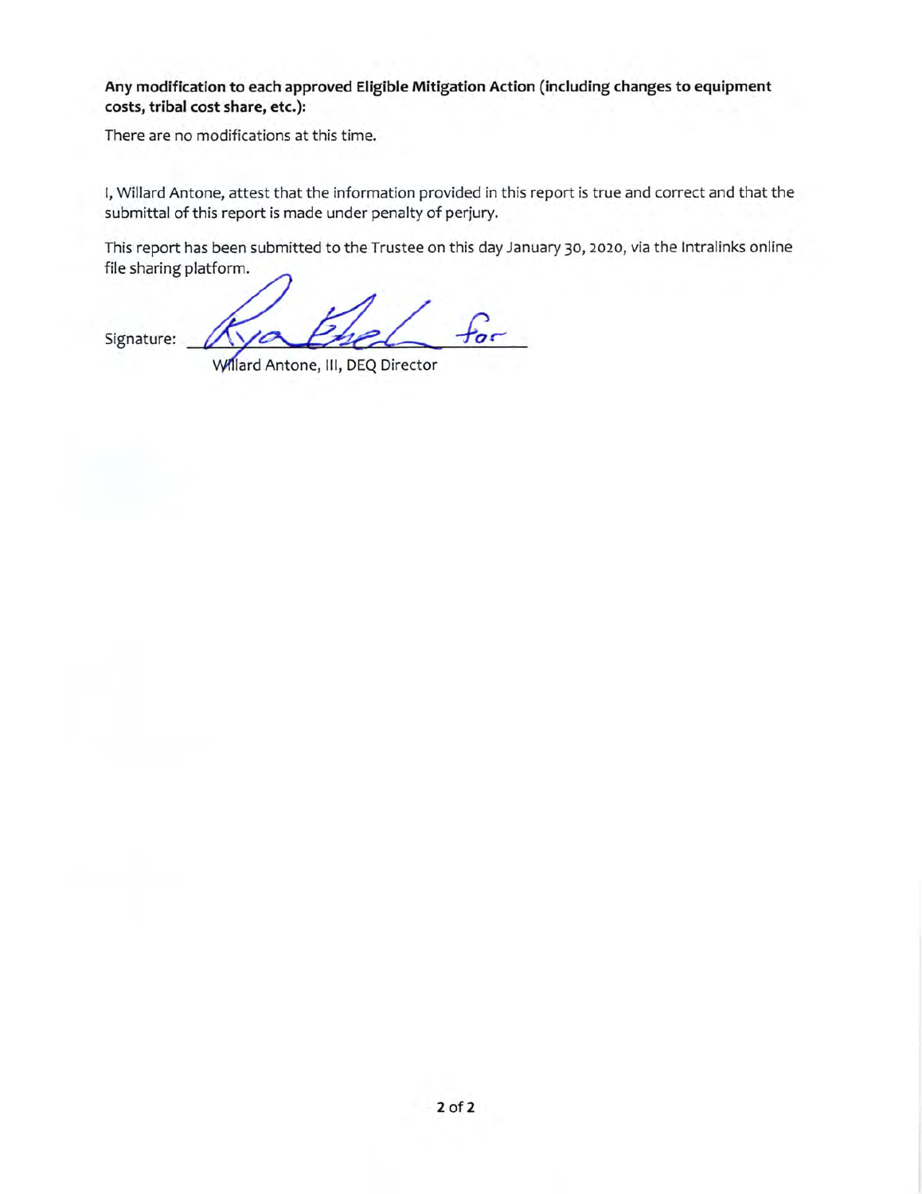**Any modification to each approved Eligible Mitigation Action (including changes to equipment costs, tribal cost share, etc.):**

There are no modifications at this time.

I, Willard Antone, attest that the information provided in this report is true and correct and that the submittal of this report is made under penalty of perjury.

This report has been submitted to the Trustee on this day January 30, 2020, via the Intralinks online file sharing platform.

Signature: ______________ for

Willard Antone, III, DEQ Director